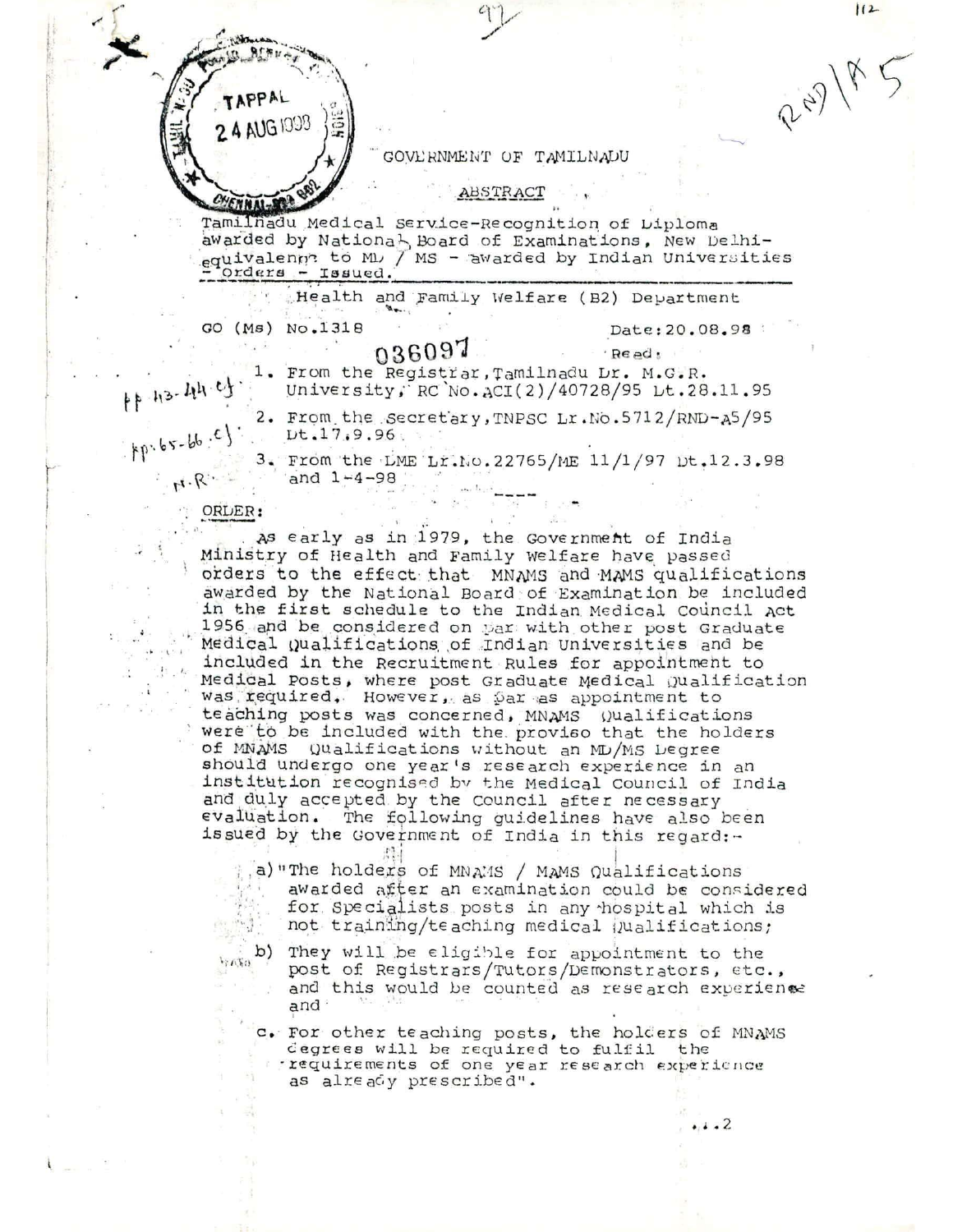GOVERNMENT OF TAMILNADU

ABSTRACT

Tamilnadu Medical Service-Recognition of Diploma awarded by National Board of Examinations, New Delhi-equivalence to MD / MS - awarded by Indian Universities - Orders - Issued.

Health and Family Welfare (B2) Department

GO (Ms) No.1318 Date:20.08.98

036097

Read:

1. From the Registrar, Tamilnadu Dr. M.G.R. University, RC No.ACI(2)/40728/95 Dt.28.11.95
2. From the Secretary, TNPSC Lr.No.5712/RND-A5/95 Dt.17.9.96
3. From the DME Lr.No.22765/ME 11/1/97 Dt.12.3.98 and 1-4-98

----

ORDER:

As early as in 1979, the Government of India Ministry of Health and Family Welfare have passed orders to the effect that MNAMS and MAMS qualifications awarded by the National Board of Examination be included in the first schedule to the Indian Medical Council Act 1956 and be considered on par with other post Graduate Medical Qualifications of Indian Universities and be included in the Recruitment Rules for appointment to Medical Posts, where post Graduate Medical Qualification was required. However, as far as appointment to teaching posts was concerned, MNAMS Qualifications were to be included with the proviso that the holders of MNAMS Qualifications without an MD/MS Degree should undergo one year's research experience in an institution recognised by the Medical Council of India and duly accepted by the Council after necessary evaluation. The following guidelines have also been issued by the Government of India in this regard:-

a) "The holders of MNAMS / MAMS Qualifications awarded after an examination could be considered for Specialists posts in any hospital which is not training/teaching medical Qualifications;

b) They will be eligible for appointment to the post of Registrars/Tutors/Demonstrators, etc., and this would be counted as research experience and

c. For other teaching posts, the holders of MNAMS degrees will be required to fulfil the requirements of one year research experience as already prescribed".

...2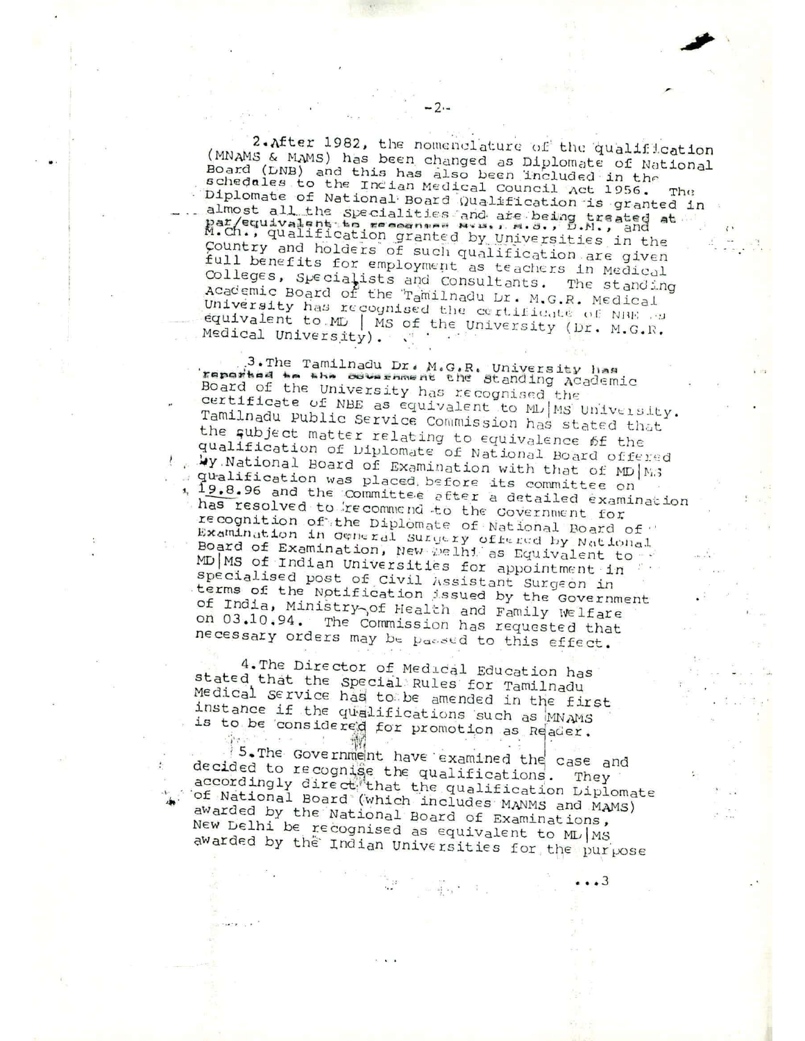2. After 1982, the nomenclature of the qualification (MNAMS & MAMS) has been changed as Diplomate of National Board (DNB) and this has also been included in the schedules to the Indian Medical Council Act 1956. The Diplomate of National Board Qualification is granted in almost all the specialities and are being treated at par/equivalent to recognised M.D., M.S., D.M., and M.Ch., qualification granted by Universities in the Country and holders of such qualification are given full benefits for employment as teachers in Medical Colleges, Specialists and Consultants. The standing Academic Board of the Tamilnadu Dr. M.G.R. Medical University has recognised the certificate of NBE as equivalent to MD | MS of the University (Dr. M.G.R. Medical University).

3. The Tamilnadu Dr. M.G.R. University has reported to the Government the Standing Academic Board of the University has recognised the certificate of NBE as equivalent to MD|MS University. Tamilnadu Public Service Commission has stated that the subject matter relating to equivalence of the qualification of Diplomate of National Board offered by National Board of Examination with that of MD|MS qualification was placed before its committee on 19.8.96 and the Committee after a detailed examination has resolved to recommend to the Government for recognition of the Diplomate of National Board of Examination in General Surgery offered by National Board of Examination, New Delhi as Equivalent to MD|MS of Indian Universities for appointment in specialised post of Civil Assistant Surgeon in terms of the Notification issued by the Government of India, Ministry of Health and Family Welfare on 03.10.94. The Commission has requested that necessary orders may be passed to this effect.

4. The Director of Medical Education has stated that the Special Rules for Tamilnadu Medical Service has to be amended in the first instance if the qualifications such as MNAMS is to be considered for promotion as Reader.

5. The Government have examined the case and decided to recognise the qualifications. They accordingly direct that the qualification Diplomate of National Board (which includes MANMS and MAMS) awarded by the National Board of Examinations, New Delhi be recognised as equivalent to MD|MS awarded by the Indian Universities for the purpose

...3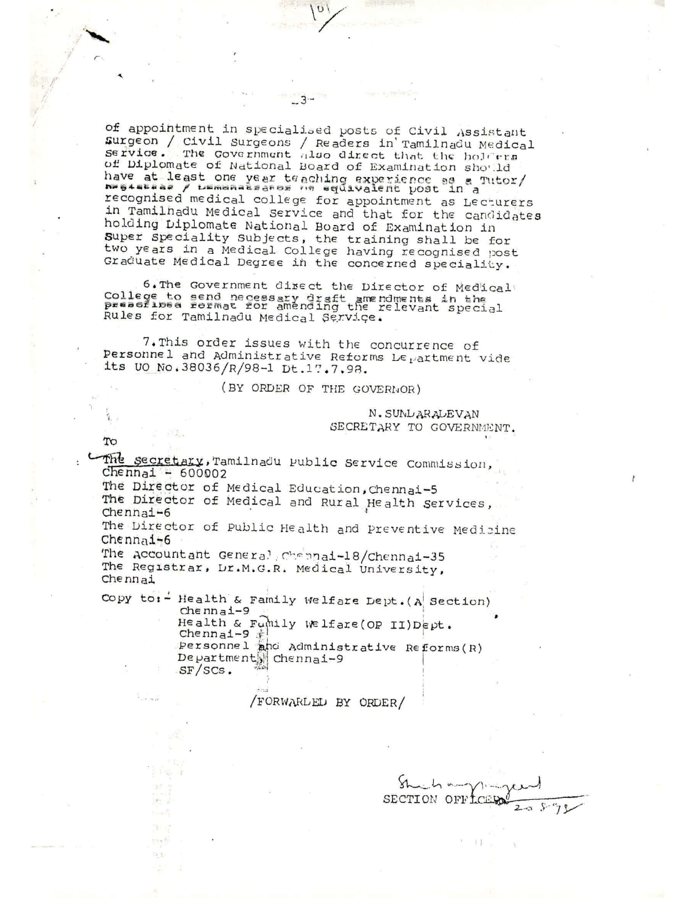of appointment in specialised posts of Civil Assistant Surgeon / Civil Surgeons / Readers in Tamilnadu Medical Service. The Government also direct that the holders of Diplomate of National Board of Examination should have at least one year teaching experience as a Tutor/ Registrar / Demonstrator or equivalent post in a recognised medical college for appointment as Lecturers in Tamilnadu Medical Service and that for the candidates holding Diplomate National Board of Examination in Super Speciality Subjects, the training shall be for two years in a Medical College having recognised post Graduate Medical Degree in the concerned speciality.

6. The Government direct the Director of Medical College to send necessary draft amendments in the prescribed format for amending the relevant special Rules for Tamilnadu Medical Service.

7. This order issues with the concurrence of Personnel and Administrative Reforms Department vide its UO No.38036/R/98-1 Dt.17.7.98.

(BY ORDER OF THE GOVERNOR)

N. SUNDARADEVAN
SECRETARY TO GOVERNMENT.

To

The Secretary, Tamilnadu Public Service Commission, Chennai - 600002
The Director of Medical Education, Chennai-5
The Director of Medical and Rural Health Services, Chennai-6
The Director of Public Health and Preventive Medicine Chennai-6
The Accountant General, Chennai-18/Chennai-35
The Registrar, Dr.M.G.R. Medical University, Chennai

Copy to:- Health & Family Welfare Dept.(A Section) Chennai-9
Health & Family Welfare(OP II)Dept. Chennai-9
Personnel and Administrative Reforms(R) Department, Chennai-9
SF/SCs.

/FORWARDED BY ORDER/

SECTION OFFICER